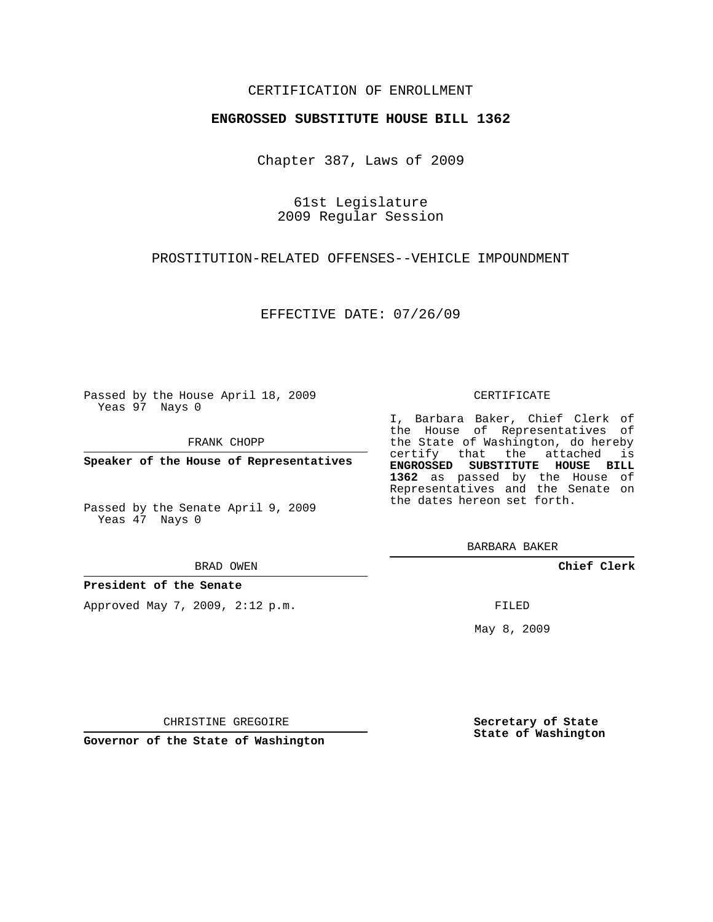CERTIFICATION OF ENROLLMENT

**ENGROSSED SUBSTITUTE HOUSE BILL 1362**

Chapter 387, Laws of 2009

61st Legislature
2009 Regular Session

PROSTITUTION-RELATED OFFENSES--VEHICLE IMPOUNDMENT

EFFECTIVE DATE: 07/26/09

Passed by the House April 18, 2009
Yeas 97 Nays 0

FRANK CHOPP

**Speaker of the House of Representatives**

Passed by the Senate April 9, 2009
Yeas 47 Nays 0

BRAD OWEN

**President of the Senate**

Approved May 7, 2009, 2:12 p.m.

CHRISTINE GREGOIRE

**Governor of the State of Washington**

CERTIFICATE

I, Barbara Baker, Chief Clerk of the House of Representatives of the State of Washington, do hereby certify that the attached is **ENGROSSED SUBSTITUTE HOUSE BILL 1362** as passed by the House of Representatives and the Senate on the dates hereon set forth.

BARBARA BAKER

**Chief Clerk**

FILED

May 8, 2009

**Secretary of State**
**State of Washington**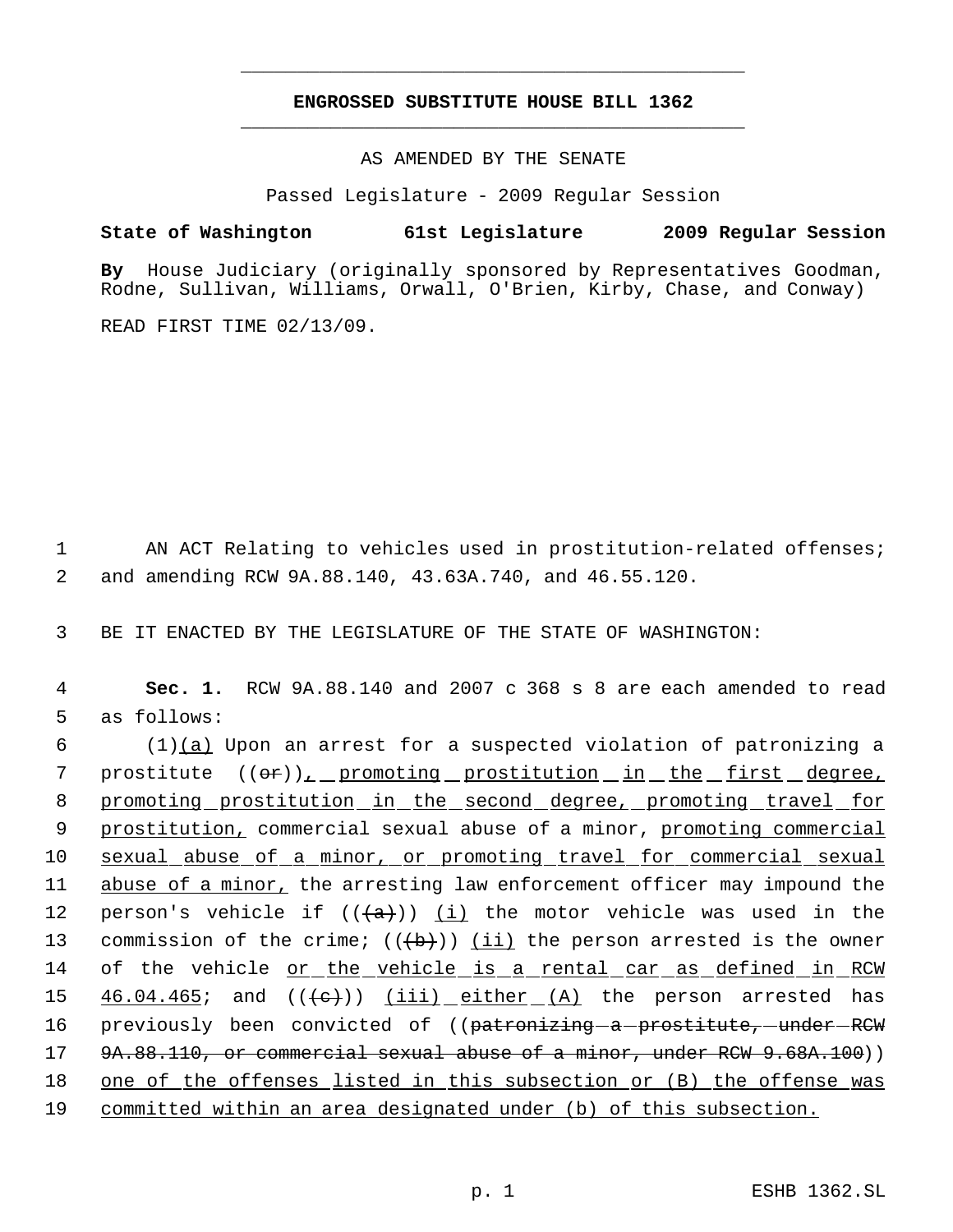**ENGROSSED SUBSTITUTE HOUSE BILL 1362**

AS AMENDED BY THE SENATE

Passed Legislature - 2009 Regular Session

**State of Washington 61st Legislature 2009 Regular Session**

**By** House Judiciary (originally sponsored by Representatives Goodman, Rodne, Sullivan, Williams, Orwall, O'Brien, Kirby, Chase, and Conway)

READ FIRST TIME 02/13/09.

AN ACT Relating to vehicles used in prostitution-related offenses; and amending RCW 9A.88.140, 43.63A.740, and 46.55.120.

BE IT ENACTED BY THE LEGISLATURE OF THE STATE OF WASHINGTON:

**Sec. 1.** RCW 9A.88.140 and 2007 c 368 s 8 are each amended to read as follows:

(1)<u>(a)</u> Upon an arrest for a suspected violation of patronizing a prostitute ((~~or~~))<u>, promoting prostitution in the first degree, promoting prostitution in the second degree, promoting travel for prostitution,</u> commercial sexual abuse of a minor, <u>promoting commercial sexual abuse of a minor, or promoting travel for commercial sexual abuse of a minor,</u> the arresting law enforcement officer may impound the person's vehicle if ((~~(a)~~)) <u>(i)</u> the motor vehicle was used in the commission of the crime; ((~~(b)~~)) <u>(ii)</u> the person arrested is the owner of the vehicle <u>or the vehicle is a rental car as defined in RCW 46.04.465</u>; and ((~~(c)~~)) <u>(iii) either (A)</u> the person arrested has previously been convicted of ((~~patronizing a prostitute, under RCW 9A.88.110, or commercial sexual abuse of a minor, under RCW 9.68A.100~~)) <u>one of the offenses listed in this subsection or (B) the offense was committed within an area designated under (b) of this subsection.</u>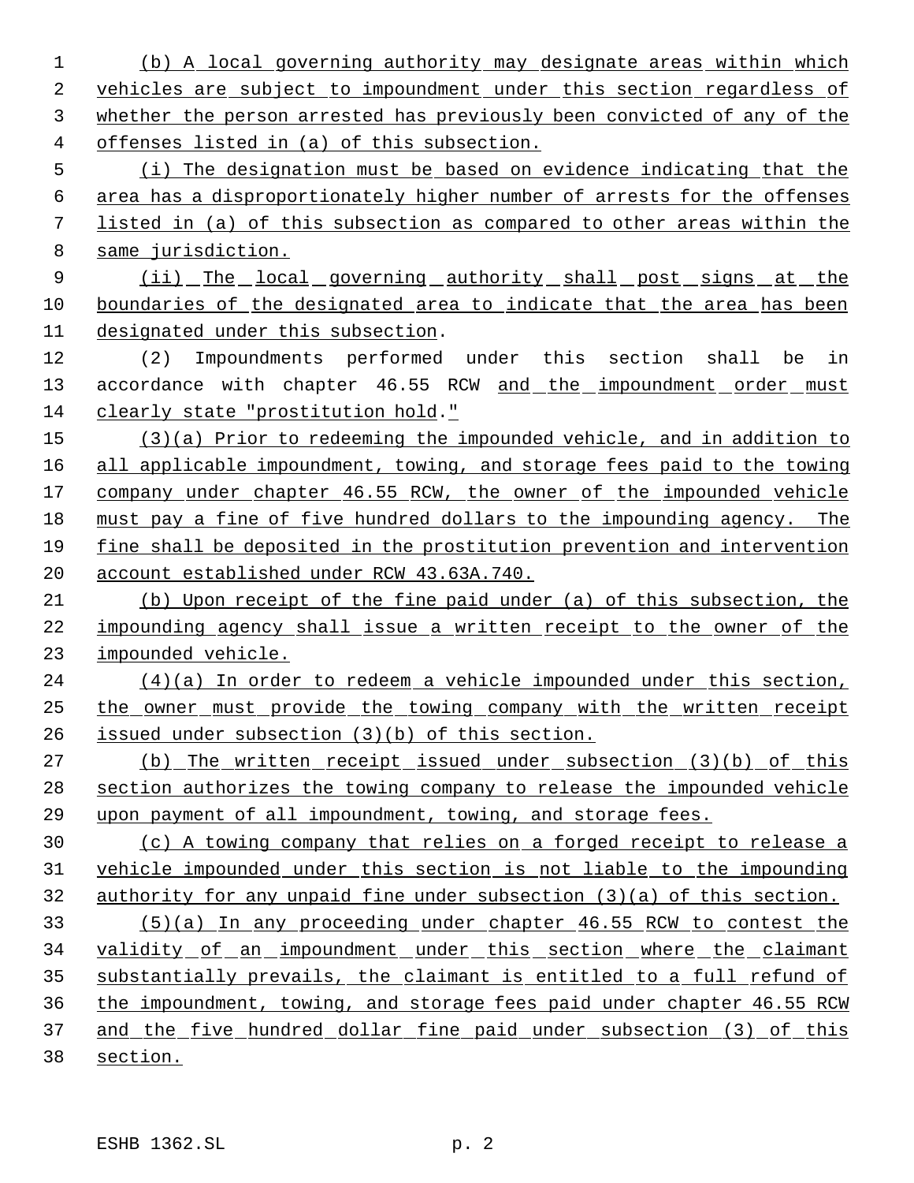(b) A local governing authority may designate areas within which vehicles are subject to impoundment under this section regardless of whether the person arrested has previously been convicted of any of the offenses listed in (a) of this subsection.

(i) The designation must be based on evidence indicating that the area has a disproportionately higher number of arrests for the offenses listed in (a) of this subsection as compared to other areas within the same jurisdiction.

(ii) The local governing authority shall post signs at the boundaries of the designated area to indicate that the area has been designated under this subsection.

(2) Impoundments performed under this section shall be in accordance with chapter 46.55 RCW and the impoundment order must clearly state "prostitution hold."

(3)(a) Prior to redeeming the impounded vehicle, and in addition to all applicable impoundment, towing, and storage fees paid to the towing company under chapter 46.55 RCW, the owner of the impounded vehicle must pay a fine of five hundred dollars to the impounding agency. The fine shall be deposited in the prostitution prevention and intervention account established under RCW 43.63A.740.

(b) Upon receipt of the fine paid under (a) of this subsection, the impounding agency shall issue a written receipt to the owner of the impounded vehicle.

(4)(a) In order to redeem a vehicle impounded under this section, the owner must provide the towing company with the written receipt issued under subsection (3)(b) of this section.

(b) The written receipt issued under subsection (3)(b) of this section authorizes the towing company to release the impounded vehicle upon payment of all impoundment, towing, and storage fees.

(c) A towing company that relies on a forged receipt to release a vehicle impounded under this section is not liable to the impounding authority for any unpaid fine under subsection (3)(a) of this section.

(5)(a) In any proceeding under chapter 46.55 RCW to contest the validity of an impoundment under this section where the claimant substantially prevails, the claimant is entitled to a full refund of the impoundment, towing, and storage fees paid under chapter 46.55 RCW and the five hundred dollar fine paid under subsection (3) of this section.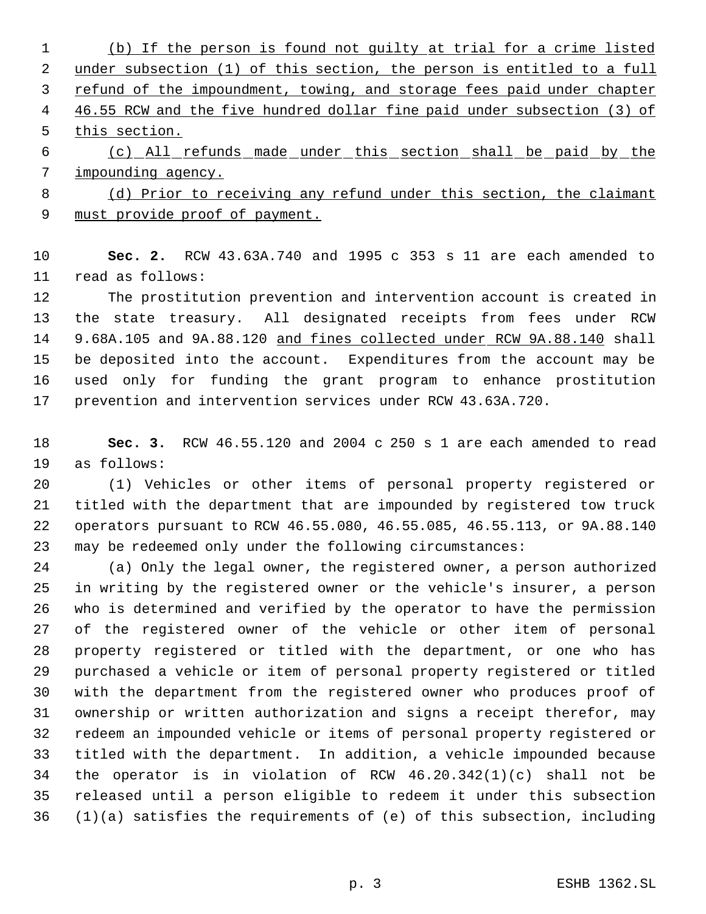(b) If the person is found not guilty at trial for a crime listed under subsection (1) of this section, the person is entitled to a full refund of the impoundment, towing, and storage fees paid under chapter 46.55 RCW and the five hundred dollar fine paid under subsection (3) of this section.

(c) All refunds made under this section shall be paid by the impounding agency.

(d) Prior to receiving any refund under this section, the claimant must provide proof of payment.

**Sec. 2.** RCW 43.63A.740 and 1995 c 353 s 11 are each amended to read as follows:

The prostitution prevention and intervention account is created in the state treasury. All designated receipts from fees under RCW 9.68A.105 and 9A.88.120 and fines collected under RCW 9A.88.140 shall be deposited into the account. Expenditures from the account may be used only for funding the grant program to enhance prostitution prevention and intervention services under RCW 43.63A.720.

**Sec. 3.** RCW 46.55.120 and 2004 c 250 s 1 are each amended to read as follows:

(1) Vehicles or other items of personal property registered or titled with the department that are impounded by registered tow truck operators pursuant to RCW 46.55.080, 46.55.085, 46.55.113, or 9A.88.140 may be redeemed only under the following circumstances:

(a) Only the legal owner, the registered owner, a person authorized in writing by the registered owner or the vehicle's insurer, a person who is determined and verified by the operator to have the permission of the registered owner of the vehicle or other item of personal property registered or titled with the department, or one who has purchased a vehicle or item of personal property registered or titled with the department from the registered owner who produces proof of ownership or written authorization and signs a receipt therefor, may redeem an impounded vehicle or items of personal property registered or titled with the department. In addition, a vehicle impounded because the operator is in violation of RCW 46.20.342(1)(c) shall not be released until a person eligible to redeem it under this subsection (1)(a) satisfies the requirements of (e) of this subsection, including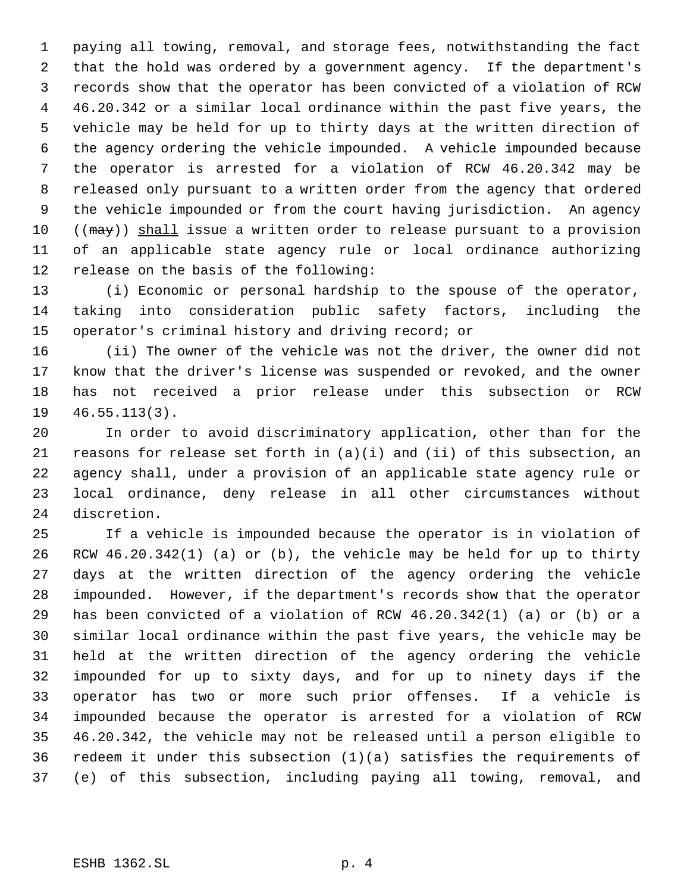paying all towing, removal, and storage fees, notwithstanding the fact that the hold was ordered by a government agency. If the department's records show that the operator has been convicted of a violation of RCW 46.20.342 or a similar local ordinance within the past five years, the vehicle may be held for up to thirty days at the written direction of the agency ordering the vehicle impounded. A vehicle impounded because the operator is arrested for a violation of RCW 46.20.342 may be released only pursuant to a written order from the agency that ordered the vehicle impounded or from the court having jurisdiction. An agency ((~~may~~)) shall issue a written order to release pursuant to a provision of an applicable state agency rule or local ordinance authorizing release on the basis of the following:

(i) Economic or personal hardship to the spouse of the operator, taking into consideration public safety factors, including the operator's criminal history and driving record; or

(ii) The owner of the vehicle was not the driver, the owner did not know that the driver's license was suspended or revoked, and the owner has not received a prior release under this subsection or RCW 46.55.113(3).

In order to avoid discriminatory application, other than for the reasons for release set forth in (a)(i) and (ii) of this subsection, an agency shall, under a provision of an applicable state agency rule or local ordinance, deny release in all other circumstances without discretion.

If a vehicle is impounded because the operator is in violation of RCW 46.20.342(1) (a) or (b), the vehicle may be held for up to thirty days at the written direction of the agency ordering the vehicle impounded. However, if the department's records show that the operator has been convicted of a violation of RCW 46.20.342(1) (a) or (b) or a similar local ordinance within the past five years, the vehicle may be held at the written direction of the agency ordering the vehicle impounded for up to sixty days, and for up to ninety days if the operator has two or more such prior offenses. If a vehicle is impounded because the operator is arrested for a violation of RCW 46.20.342, the vehicle may not be released until a person eligible to redeem it under this subsection (1)(a) satisfies the requirements of (e) of this subsection, including paying all towing, removal, and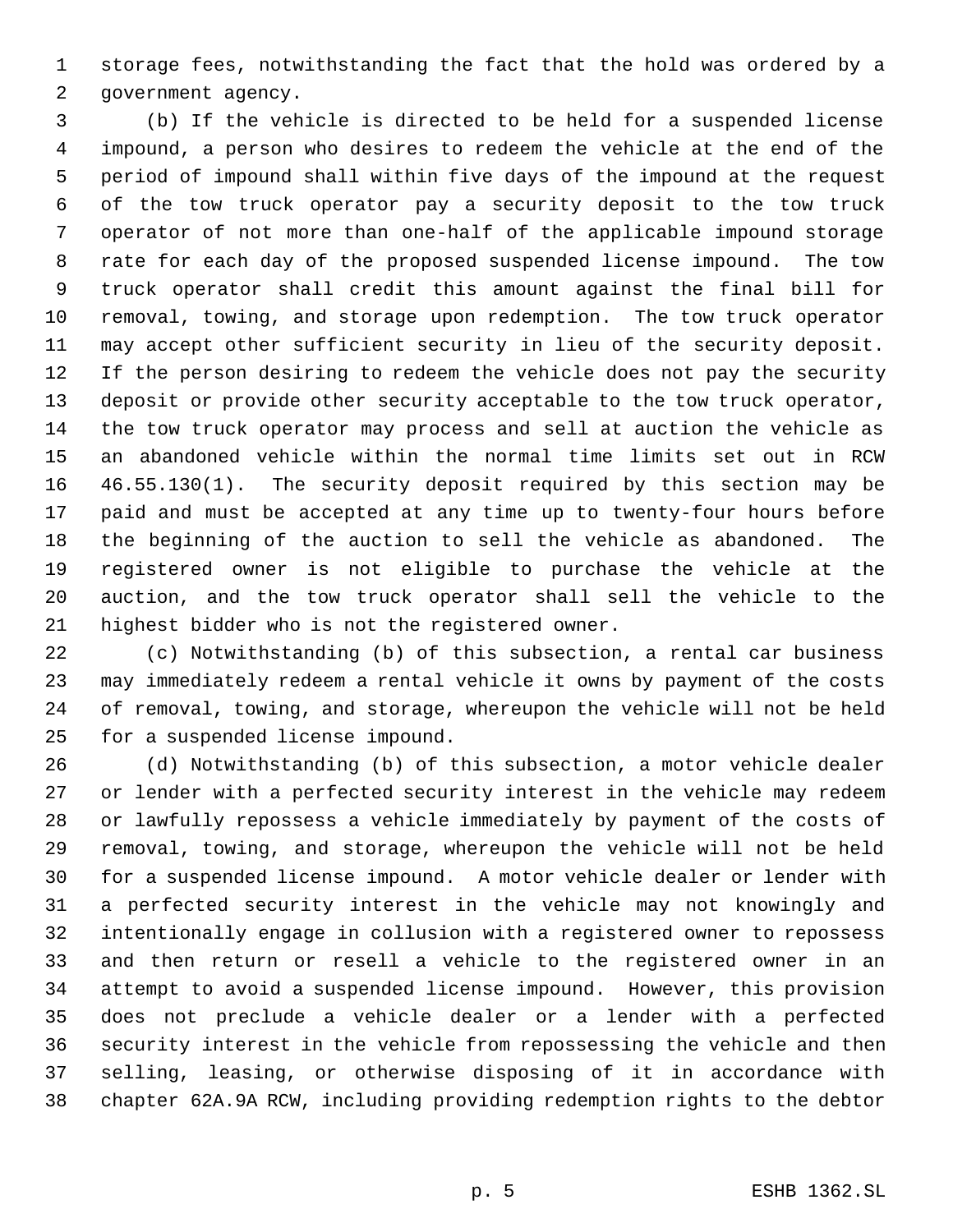storage fees, notwithstanding the fact that the hold was ordered by a government agency.

(b) If the vehicle is directed to be held for a suspended license impound, a person who desires to redeem the vehicle at the end of the period of impound shall within five days of the impound at the request of the tow truck operator pay a security deposit to the tow truck operator of not more than one-half of the applicable impound storage rate for each day of the proposed suspended license impound. The tow truck operator shall credit this amount against the final bill for removal, towing, and storage upon redemption. The tow truck operator may accept other sufficient security in lieu of the security deposit. If the person desiring to redeem the vehicle does not pay the security deposit or provide other security acceptable to the tow truck operator, the tow truck operator may process and sell at auction the vehicle as an abandoned vehicle within the normal time limits set out in RCW 46.55.130(1). The security deposit required by this section may be paid and must be accepted at any time up to twenty-four hours before the beginning of the auction to sell the vehicle as abandoned. The registered owner is not eligible to purchase the vehicle at the auction, and the tow truck operator shall sell the vehicle to the highest bidder who is not the registered owner.

(c) Notwithstanding (b) of this subsection, a rental car business may immediately redeem a rental vehicle it owns by payment of the costs of removal, towing, and storage, whereupon the vehicle will not be held for a suspended license impound.

(d) Notwithstanding (b) of this subsection, a motor vehicle dealer or lender with a perfected security interest in the vehicle may redeem or lawfully repossess a vehicle immediately by payment of the costs of removal, towing, and storage, whereupon the vehicle will not be held for a suspended license impound. A motor vehicle dealer or lender with a perfected security interest in the vehicle may not knowingly and intentionally engage in collusion with a registered owner to repossess and then return or resell a vehicle to the registered owner in an attempt to avoid a suspended license impound. However, this provision does not preclude a vehicle dealer or a lender with a perfected security interest in the vehicle from repossessing the vehicle and then selling, leasing, or otherwise disposing of it in accordance with chapter 62A.9A RCW, including providing redemption rights to the debtor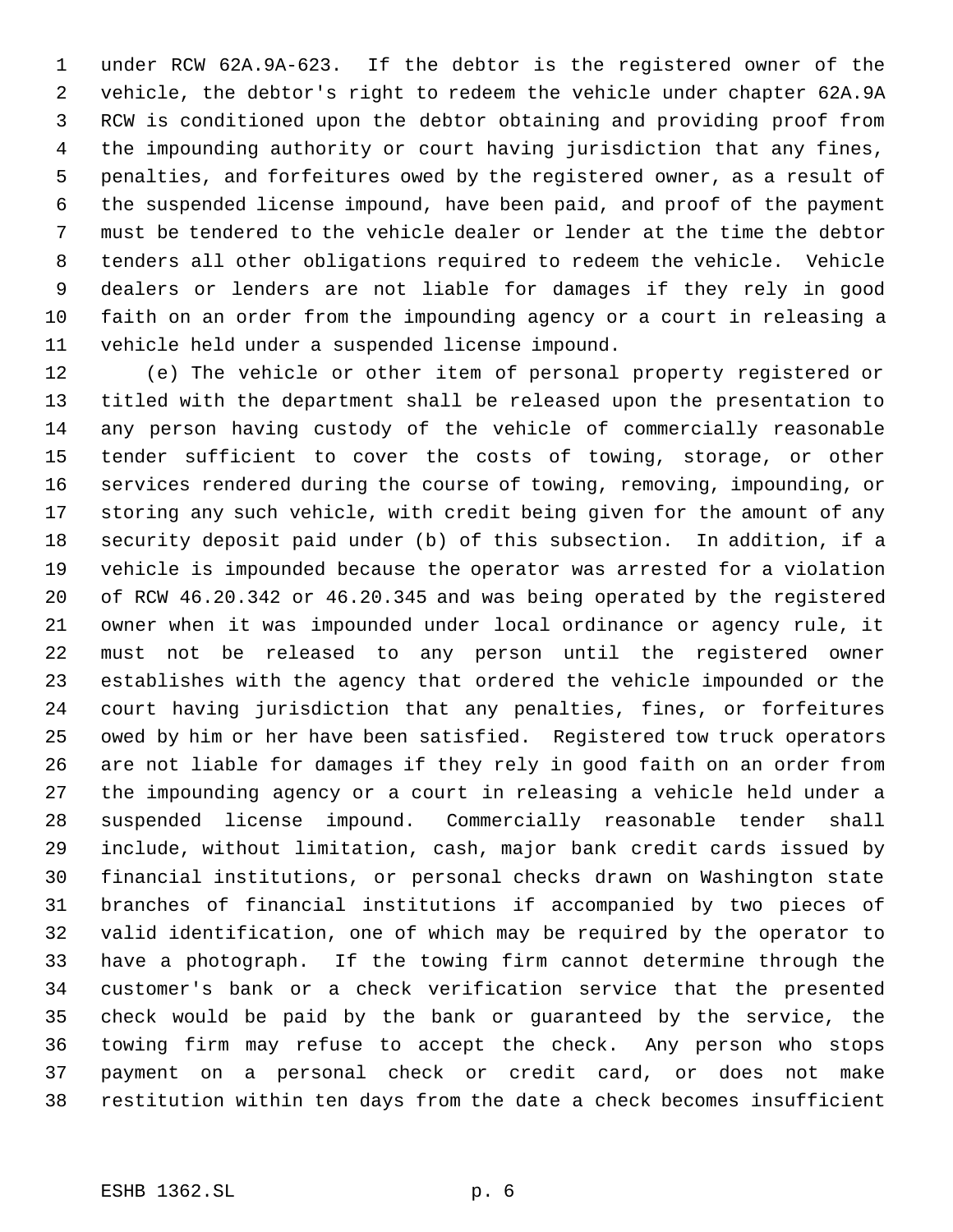under RCW 62A.9A-623. If the debtor is the registered owner of the vehicle, the debtor's right to redeem the vehicle under chapter 62A.9A RCW is conditioned upon the debtor obtaining and providing proof from the impounding authority or court having jurisdiction that any fines, penalties, and forfeitures owed by the registered owner, as a result of the suspended license impound, have been paid, and proof of the payment must be tendered to the vehicle dealer or lender at the time the debtor tenders all other obligations required to redeem the vehicle. Vehicle dealers or lenders are not liable for damages if they rely in good faith on an order from the impounding agency or a court in releasing a vehicle held under a suspended license impound.

(e) The vehicle or other item of personal property registered or titled with the department shall be released upon the presentation to any person having custody of the vehicle of commercially reasonable tender sufficient to cover the costs of towing, storage, or other services rendered during the course of towing, removing, impounding, or storing any such vehicle, with credit being given for the amount of any security deposit paid under (b) of this subsection. In addition, if a vehicle is impounded because the operator was arrested for a violation of RCW 46.20.342 or 46.20.345 and was being operated by the registered owner when it was impounded under local ordinance or agency rule, it must not be released to any person until the registered owner establishes with the agency that ordered the vehicle impounded or the court having jurisdiction that any penalties, fines, or forfeitures owed by him or her have been satisfied. Registered tow truck operators are not liable for damages if they rely in good faith on an order from the impounding agency or a court in releasing a vehicle held under a suspended license impound. Commercially reasonable tender shall include, without limitation, cash, major bank credit cards issued by financial institutions, or personal checks drawn on Washington state branches of financial institutions if accompanied by two pieces of valid identification, one of which may be required by the operator to have a photograph. If the towing firm cannot determine through the customer's bank or a check verification service that the presented check would be paid by the bank or guaranteed by the service, the towing firm may refuse to accept the check. Any person who stops payment on a personal check or credit card, or does not make restitution within ten days from the date a check becomes insufficient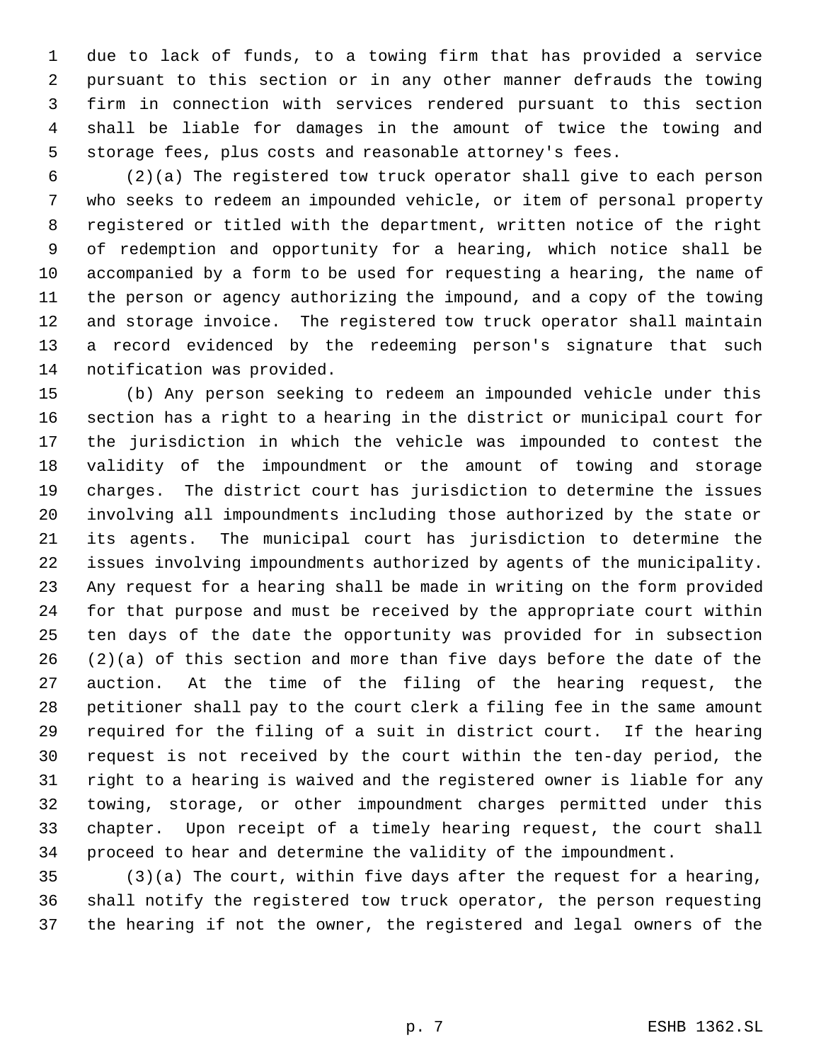due to lack of funds, to a towing firm that has provided a service pursuant to this section or in any other manner defrauds the towing firm in connection with services rendered pursuant to this section shall be liable for damages in the amount of twice the towing and storage fees, plus costs and reasonable attorney's fees.

(2)(a) The registered tow truck operator shall give to each person who seeks to redeem an impounded vehicle, or item of personal property registered or titled with the department, written notice of the right of redemption and opportunity for a hearing, which notice shall be accompanied by a form to be used for requesting a hearing, the name of the person or agency authorizing the impound, and a copy of the towing and storage invoice. The registered tow truck operator shall maintain a record evidenced by the redeeming person's signature that such notification was provided.

(b) Any person seeking to redeem an impounded vehicle under this section has a right to a hearing in the district or municipal court for the jurisdiction in which the vehicle was impounded to contest the validity of the impoundment or the amount of towing and storage charges. The district court has jurisdiction to determine the issues involving all impoundments including those authorized by the state or its agents. The municipal court has jurisdiction to determine the issues involving impoundments authorized by agents of the municipality. Any request for a hearing shall be made in writing on the form provided for that purpose and must be received by the appropriate court within ten days of the date the opportunity was provided for in subsection (2)(a) of this section and more than five days before the date of the auction. At the time of the filing of the hearing request, the petitioner shall pay to the court clerk a filing fee in the same amount required for the filing of a suit in district court. If the hearing request is not received by the court within the ten-day period, the right to a hearing is waived and the registered owner is liable for any towing, storage, or other impoundment charges permitted under this chapter. Upon receipt of a timely hearing request, the court shall proceed to hear and determine the validity of the impoundment.

(3)(a) The court, within five days after the request for a hearing, shall notify the registered tow truck operator, the person requesting the hearing if not the owner, the registered and legal owners of the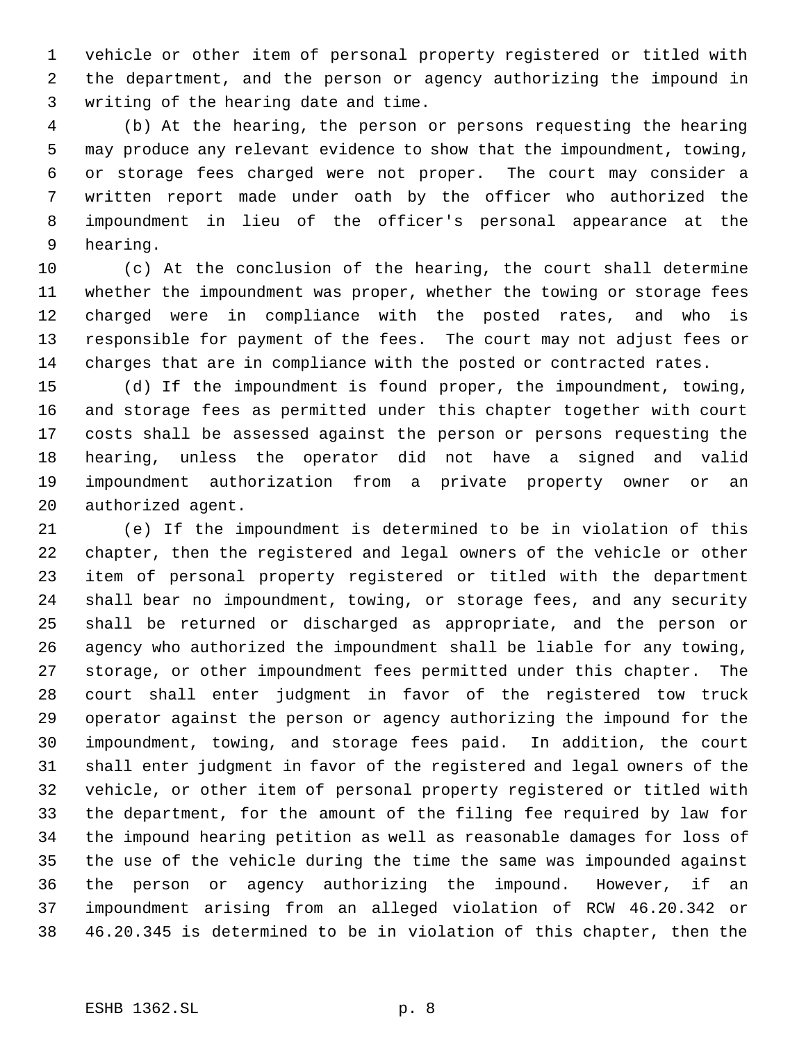vehicle or other item of personal property registered or titled with the department, and the person or agency authorizing the impound in writing of the hearing date and time.

(b) At the hearing, the person or persons requesting the hearing may produce any relevant evidence to show that the impoundment, towing, or storage fees charged were not proper. The court may consider a written report made under oath by the officer who authorized the impoundment in lieu of the officer's personal appearance at the hearing.

(c) At the conclusion of the hearing, the court shall determine whether the impoundment was proper, whether the towing or storage fees charged were in compliance with the posted rates, and who is responsible for payment of the fees. The court may not adjust fees or charges that are in compliance with the posted or contracted rates.

(d) If the impoundment is found proper, the impoundment, towing, and storage fees as permitted under this chapter together with court costs shall be assessed against the person or persons requesting the hearing, unless the operator did not have a signed and valid impoundment authorization from a private property owner or an authorized agent.

(e) If the impoundment is determined to be in violation of this chapter, then the registered and legal owners of the vehicle or other item of personal property registered or titled with the department shall bear no impoundment, towing, or storage fees, and any security shall be returned or discharged as appropriate, and the person or agency who authorized the impoundment shall be liable for any towing, storage, or other impoundment fees permitted under this chapter. The court shall enter judgment in favor of the registered tow truck operator against the person or agency authorizing the impound for the impoundment, towing, and storage fees paid. In addition, the court shall enter judgment in favor of the registered and legal owners of the vehicle, or other item of personal property registered or titled with the department, for the amount of the filing fee required by law for the impound hearing petition as well as reasonable damages for loss of the use of the vehicle during the time the same was impounded against the person or agency authorizing the impound. However, if an impoundment arising from an alleged violation of RCW 46.20.342 or 46.20.345 is determined to be in violation of this chapter, then the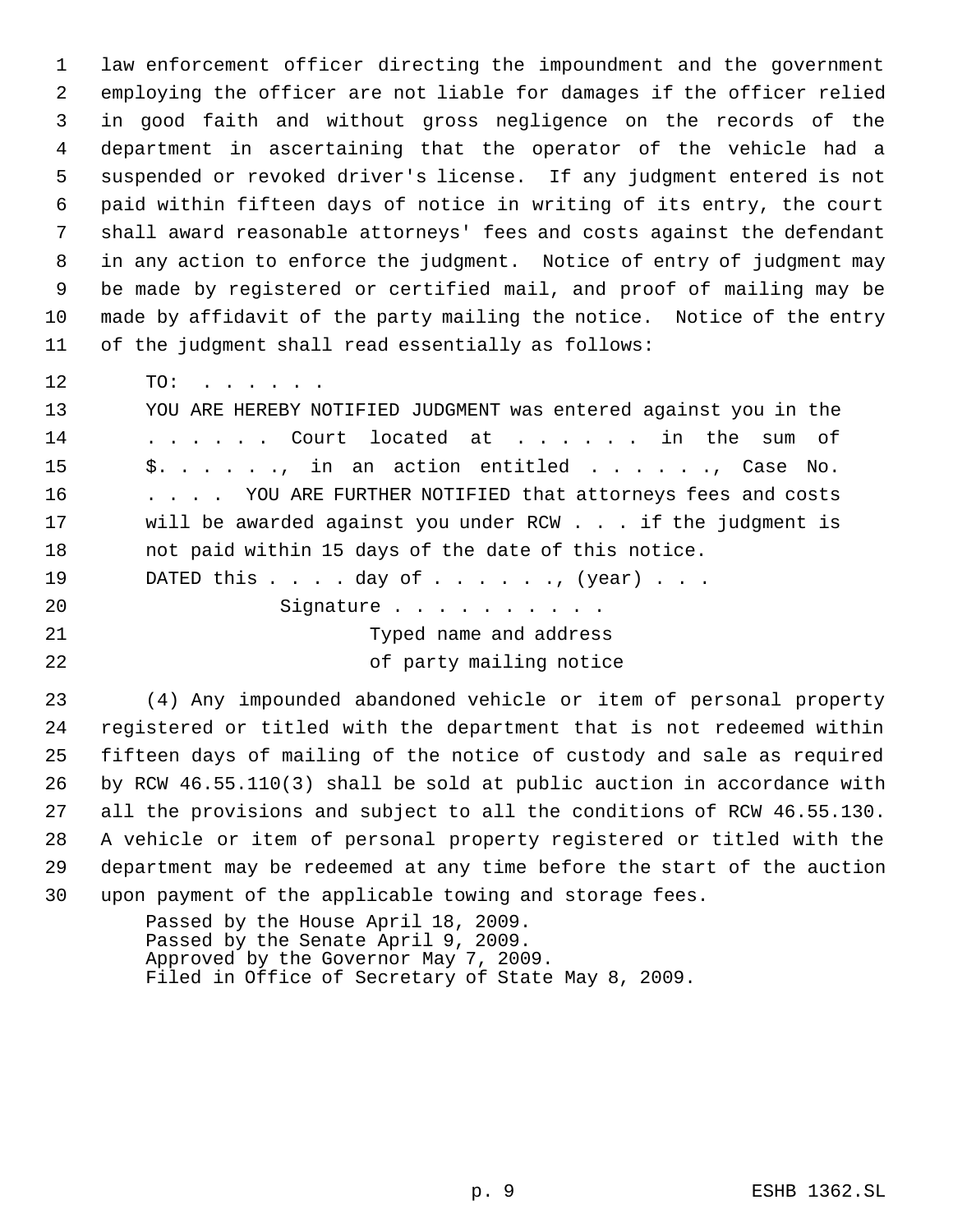law enforcement officer directing the impoundment and the government employing the officer are not liable for damages if the officer relied in good faith and without gross negligence on the records of the department in ascertaining that the operator of the vehicle had a suspended or revoked driver's license. If any judgment entered is not paid within fifteen days of notice in writing of its entry, the court shall award reasonable attorneys' fees and costs against the defendant in any action to enforce the judgment. Notice of entry of judgment may be made by registered or certified mail, and proof of mailing may be made by affidavit of the party mailing the notice. Notice of the entry of the judgment shall read essentially as follows:

TO: . . . . . .

YOU ARE HEREBY NOTIFIED JUDGMENT was entered against you in the . . . . . . Court located at . . . . . . in the sum of $. . . . . ., in an action entitled . . . . . ., Case No. . . . . YOU ARE FURTHER NOTIFIED that attorneys fees and costs will be awarded against you under RCW . . . if the judgment is not paid within 15 days of the date of this notice.

DATED this . . . . day of . . . . . ., (year) . . .

Signature . . . . . . . . . .

Typed name and address
of party mailing notice

(4) Any impounded abandoned vehicle or item of personal property registered or titled with the department that is not redeemed within fifteen days of mailing of the notice of custody and sale as required by RCW 46.55.110(3) shall be sold at public auction in accordance with all the provisions and subject to all the conditions of RCW 46.55.130. A vehicle or item of personal property registered or titled with the department may be redeemed at any time before the start of the auction upon payment of the applicable towing and storage fees.

Passed by the House April 18, 2009.
Passed by the Senate April 9, 2009.
Approved by the Governor May 7, 2009.
Filed in Office of Secretary of State May 8, 2009.